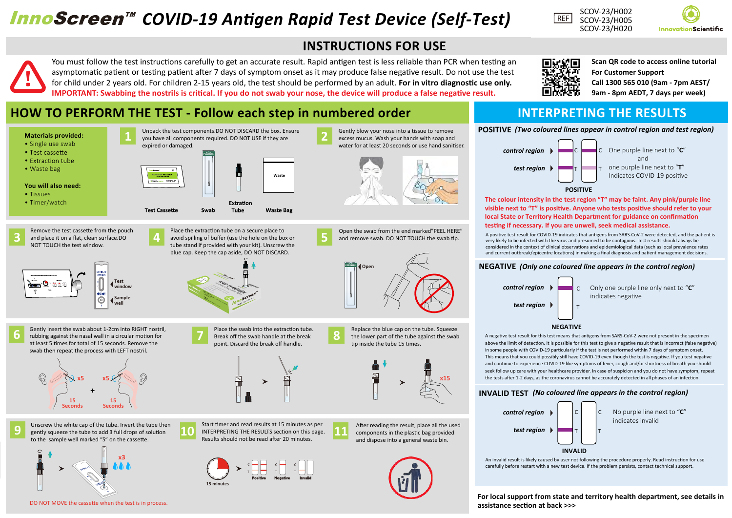# InnoScreen™ COVID-19 Antigen Rapid Test Device (Self-Test)

REF SCOV-23/H002 SCOV-23/H005 SCOV-23/H020

InnovationScientific

## INSTRUCTIONS FOR USE

You must follow the test instructions carefully to get an accurate result. Rapid antigen test is less reliable than PCR when testing an asymptomatic patient or testing patient after 7 days of symptom onset as it may produce false negative result. Do not use the test for child under 2 years old. For children 2-15 years old, the test should be performed by an adult. **For in vitro diagnostic use only.**
**IMPORTANT: Swabbing the nostrils is critical. If you do not swab your nose, the device will produce a false negative result.**

**Scan QR code to access online tutorial**
**For Customer Support**
**Call 1300 565 010 (9am - 7pm AEST/ 9am - 8pm AEDT, 7 days per week)**

## HOW TO PERFORM THE TEST - Follow each step in numbered order

**Materials provided:**
- Single use swab
- Test cassette
- Extraction tube
- Waste bag

**You will also need:**
- Tissues
- Timer/watch

**1** Unpack the test components. DO NOT DISCARD the box. Ensure you have all components required. DO NOT USE if they are expired or damaged.

Test Cassette | Swab | Extration Tube | Waste Bag

**2** Gently blow your nose into a tissue to remove excess mucus. Wash your hands with soap and water for at least 20 seconds or use hand sanitiser.

**3** Remove the test cassette from the pouch and place it on a flat, clean surface. DO NOT TOUCH the test window.

Test window | Sample well

**4** Place the extraction tube on a secure place to avoid spilling of buffer (use the hole on the box or tube stand if provided with your kit). Unscrew the blue cap. Keep the cap aside, DO NOT DISCARD.

**5** Open the swab from the end marked "PEEL HERE" and remove swab. DO NOT TOUCH the swab tip.

Open

**6** Gently insert the swab about 1-2cm into RIGHT nostril, rubbing against the nasal wall in a circular motion for at least 5 times for total of 15 seconds. Then repeat the process with LEFT nostril.

x5 15 Seconds + x5 15 Seconds

**7** Place the swab into the extraction tube. Break off the swab handle at the break point. Discard the break off handle.

**8** Replace the blue cap on the tube. Squeeze the lower part of the tube against the swab tip inside the tube 15 times.

x15

**9** Unscrew the white cap of the tube. Invert the tube then gently squeeze the tube to add 3 full drops of solution to the sample well marked "S" on the cassette.

x3

DO NOT MOVE the cassette when the test is in process.

**10** Start timer and read results at 15 minutes as per INTERPRETING THE RESULTS section on this page. Results should not be read after 20 minutes.

15 minutes | Positive | Negative | Invalid

**11** After reading the result, place all the used components in the plastic bag provided and dispose into a general waste bin.

## INTERPRETING THE RESULTS

### POSITIVE *(Two coloured lines appear in control region and test region)*

control region / test region

One purple line next to "**C**" and one purple line next to "**T**" Indicates COVID-19 positive

**POSITIVE**

**The colour intensity in the test region "T" may be faint. Any pink/purple line visible next to "T" is positive. Anyone who tests positive should refer to your local State or Territory Health Department for guidance on confirmation testing if necessary. If you are unwell, seek medical assistance.**

A positive test result for COVID-19 indicates that antigens from SARS-CoV-2 were detected, and the patient is very likely to be infected with the virus and presumed to be contagious. Test results should always be considered in the context of clinical observations and epidemiological data (such as local prevalence rates and current outbreak/epicentre locations) in making a final diagnosis and patient management decisions.

### NEGATIVE *(Only one coloured line appears in the control region)*

control region / test region

Only one purple line only next to "**C**" indicates negative

**NEGATIVE**

A negative test result for this test means that antigens from SARS-CoV-2 were not present in the specimen above the limit of detection. It is possible for this test to give a negative result that is incorrect (false negative) in some people with COVID-19 particularly if the test is not performed within 7 days of symptom onset. This means that you could possibly still have COVID-19 even though the test is negative. If you test negative and continue to experience COVID-19 like symptoms of fever, cough and/or shortness of breath you should seek follow up care with your healthcare provider. In case of suspicion and you do not have symptom, repeat the tests after 1-2 days, as the coronavirus cannot be accurately detected in all phases of an infection.

### INVALID TEST *(No coloured line appears in the control region)*

control region / test region

No purple line next to "**C**" indicates invalid

**INVALID**

An invalid result is likely caused by user not following the procedure properly. Read instruction for use carefully before restart with a new test device. If the problem persists, contact technical support.

**For local support from state and territory health department, see details in assistance section at back >>>**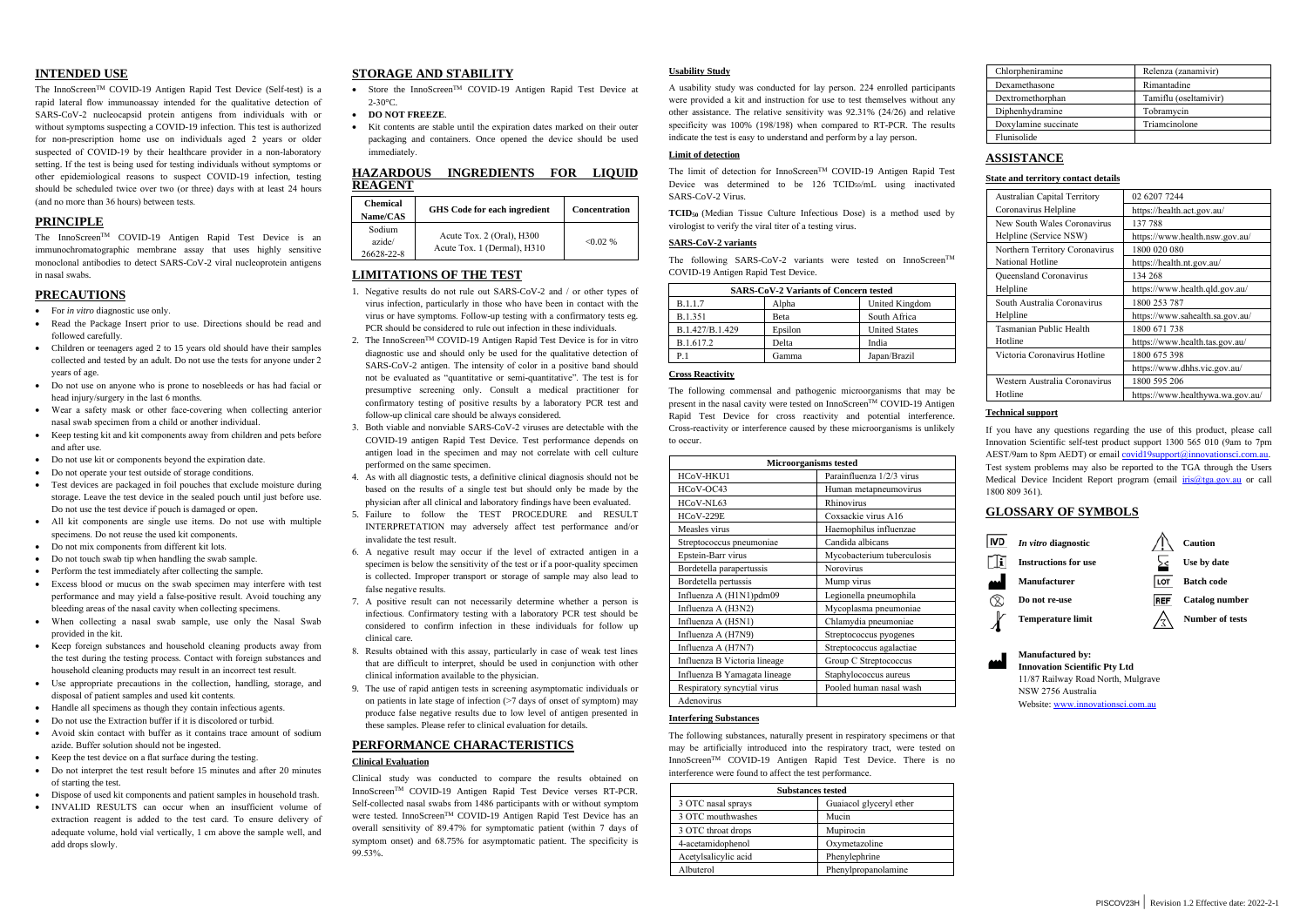## INTENDED USE

The InnoScreen™ COVID-19 Antigen Rapid Test Device (Self-test) is a rapid lateral flow immunoassay intended for the qualitative detection of SARS-CoV-2 nucleocapsid protein antigens from individuals with or without symptoms suspecting a COVID-19 infection. This test is authorized for non-prescription home use on individuals aged 2 years or older suspected of COVID-19 by their healthcare provider in a non-laboratory setting. If the test is being used for testing individuals without symptoms or other epidemiological reasons to suspect COVID-19 infection, testing should be scheduled twice over two (or three) days with at least 24 hours (and no more than 36 hours) between tests.

## PRINCIPLE

The InnoScreen™ COVID-19 Antigen Rapid Test Device is an immunochromatographic membrane assay that uses highly sensitive monoclonal antibodies to detect SARS-CoV-2 viral nucleoprotein antigens in nasal swabs.

## PRECAUTIONS

- For *in vitro* diagnostic use only.
- Read the Package Insert prior to use. Directions should be read and followed carefully.
- Children or teenagers aged 2 to 15 years old should have their samples collected and tested by an adult. Do not use the tests for anyone under 2 years of age.
- Do not use on anyone who is prone to nosebleeds or has had facial or head injury/surgery in the last 6 months.
- Wear a safety mask or other face-covering when collecting anterior nasal swab specimen from a child or another individual.
- Keep testing kit and kit components away from children and pets before and after use.
- Do not use kit or components beyond the expiration date.
- Do not operate your test outside of storage conditions.
- Test devices are packaged in foil pouches that exclude moisture during storage. Leave the test device in the sealed pouch until just before use. Do not use the test device if pouch is damaged or open.
- All kit components are single use items. Do not use with multiple specimens. Do not reuse the used kit components.
- Do not mix components from different kit lots.
- Do not touch swab tip when handling the swab sample.
- Perform the test immediately after collecting the sample.
- Excess blood or mucus on the swab specimen may interfere with test performance and may yield a false-positive result. Avoid touching any bleeding areas of the nasal cavity when collecting specimens.
- When collecting a nasal swab sample, use only the Nasal Swab provided in the kit.
- Keep foreign substances and household cleaning products away from the test during the testing process. Contact with foreign substances and household cleaning products may result in an incorrect test result.
- Use appropriate precautions in the collection, handling, storage, and disposal of patient samples and used kit contents.
- Handle all specimens as though they contain infectious agents.
- Do not use the Extraction buffer if it is discolored or turbid.
- Avoid skin contact with buffer as it contains trace amount of sodium azide. Buffer solution should not be ingested.
- Keep the test device on a flat surface during the testing.
- Do not interpret the test result before 15 minutes and after 20 minutes of starting the test.
- Dispose of used kit components and patient samples in household trash.
- INVALID RESULTS can occur when an insufficient volume of extraction reagent is added to the test card. To ensure delivery of adequate volume, hold vial vertically, 1 cm above the sample well, and add drops slowly.

## STORAGE AND STABILITY

- Store the InnoScreen™ COVID-19 Antigen Rapid Test Device at 2-30°C.
- **DO NOT FREEZE**.
- Kit contents are stable until the expiration dates marked on their outer packaging and containers. Once opened the device should be used immediately.

## HAZARDOUS INGREDIENTS FOR LIQUID REAGENT

| Chemical Name/CAS | GHS Code for each ingredient | Concentration |
|---|---|---|
| Sodium azide/ 26628-22-8 | Acute Tox. 2 (Oral), H300<br>Acute Tox. 1 (Dermal), H310 | <0.02 % |

## LIMITATIONS OF THE TEST

1. Negative results do not rule out SARS-CoV-2 and / or other types of virus infection, particularly in those who have been in contact with the virus or have symptoms. Follow-up testing with a confirmatory tests eg. PCR should be considered to rule out infection in these individuals.
2. The InnoScreen™ COVID-19 Antigen Rapid Test Device is for in vitro diagnostic use and should only be used for the qualitative detection of SARS-CoV-2 antigen. The intensity of color in a positive band should not be evaluated as "quantitative or semi-quantitative". The test is for presumptive screening only. Consult a medical practitioner for confirmatory testing of positive results by a laboratory PCR test and follow-up clinical care should be always considered.
3. Both viable and nonviable SARS-CoV-2 viruses are detectable with the COVID-19 antigen Rapid Test Device. Test performance depends on antigen load in the specimen and may not correlate with cell culture performed on the same specimen.
4. As with all diagnostic tests, a definitive clinical diagnosis should not be based on the results of a single test but should only be made by the physician after all clinical and laboratory findings have been evaluated.
5. Failure to follow the TEST PROCEDURE and RESULT INTERPRETATION may adversely affect test performance and/or invalidate the test result.
6. A negative result may occur if the level of extracted antigen in a specimen is below the sensitivity of the test or if a poor-quality specimen is collected. Improper transport or storage of sample may also lead to false negative results.
7. A positive result can not necessarily determine whether a person is infectious. Confirmatory testing with a laboratory PCR test should be considered to confirm infection in these individuals for follow up clinical care.
8. Results obtained with this assay, particularly in case of weak test lines that are difficult to interpret, should be used in conjunction with other clinical information available to the physician.
9. The use of rapid antigen tests in screening asymptomatic individuals or on patients in late stage of infection (>7 days of onset of symptom) may produce false negative results due to low level of antigen presented in these samples. Please refer to clinical evaluation for details.

## PERFORMANCE CHARACTERISTICS

### Clinical Evaluation

Clinical study was conducted to compare the results obtained on InnoScreen™ COVID-19 Antigen Rapid Test Device verses RT-PCR. Self-collected nasal swabs from 1486 participants with or without symptom were tested. InnoScreen™ COVID-19 Antigen Rapid Test Device has an overall sensitivity of 89.47% for symptomatic patient (within 7 days of symptom onset) and 68.75% for asymptomatic patient. The specificity is 99.53%.

### Usability Study

A usability study was conducted for lay person. 224 enrolled participants were provided a kit and instruction for use to test themselves without any other assistance. The relative sensitivity was 92.31% (24/26) and relative specificity was 100% (198/198) when compared to RT-PCR. The results indicate the test is easy to understand and perform by a lay person.

### Limit of detection

The limit of detection for InnoScreen™ COVID-19 Antigen Rapid Test Device was determined to be 126 $TCID_{50}$/mL using inactivated SARS-CoV-2 Virus.

**$TCID_{50}$** (Median Tissue Culture Infectious Dose) is a method used by virologist to verify the viral titer of a testing virus.

### SARS-CoV-2 variants

The following SARS-CoV-2 variants were tested on InnoScreen™ COVID-19 Antigen Rapid Test Device.

| SARS-CoV-2 Variants of Concern tested | | |
|---|---|---|
| B.1.1.7 | Alpha | United Kingdom |
| B.1.351 | Beta | South Africa |
| B.1.427/B.1.429 | Epsilon | United States |
| B.1.617.2 | Delta | India |
| P.1 | Gamma | Japan/Brazil |

### Cross Reactivity

The following commensal and pathogenic microorganisms that may be present in the nasal cavity were tested on InnoScreen™ COVID-19 Antigen Rapid Test Device for cross reactivity and potential interference. Cross-reactivity or interference caused by these microorganisms is unlikely to occur.

| Microorganisms tested | |
|---|---|
| HCoV-HKU1 | Parainfluenza 1/2/3 virus |
| HCoV-OC43 | Human metapneumovirus |
| HCoV-NL63 | Rhinovirus |
| HCoV-229E | Coxsackie virus A16 |
| Measles virus | Haemophilus influenzae |
| Streptococcus pneumoniae | Candida albicans |
| Epstein-Barr virus | Mycobacterium tuberculosis |
| Bordetella parapertussis | Norovirus |
| Bordetella pertussis | Mump virus |
| Influenza A (H1N1)pdm09 | Legionella pneumophila |
| Influenza A (H3N2) | Mycoplasma pneumoniae |
| Influenza A (H5N1) | Chlamydia pneumoniae |
| Influenza A (H7N9) | Streptococcus pyogenes |
| Influenza A (H7N7) | Streptococcus agalactiae |
| Influenza B Victoria lineage | Group C Streptococcus |
| Influenza B Yamagata lineage | Staphylococcus aureus |
| Respiratory syncytial virus | Pooled human nasal wash |
| Adenovirus | |

### Interfering Substances

The following substances, naturally present in respiratory specimens or that may be artificially introduced into the respiratory tract, were tested on InnoScreen™ COVID-19 Antigen Rapid Test Device. There is no interference were found to affect the test performance.

| Substances tested | |
|---|---|
| 3 OTC nasal sprays | Guaiacol glyceryl ether |
| 3 OTC mouthwashes | Mucin |
| 3 OTC throat drops | Mupirocin |
| 4-acetamidophenol | Oxymetazoline |
| Acetylsalicylic acid | Phenylephrine |
| Albuterol | Phenylpropanolamine |
| Chlorpheniramine | Relenza (zanamivir) |
| Dexamethasone | Rimantadine |
| Dextromethorphan | Tamiflu (oseltamivir) |
| Diphenhydramine | Tobramycin |
| Doxylamine succinate | Triamcinolone |
| Flunisolide | |

## ASSISTANCE

### State and territory contact details

| | |
|---|---|
| Australian Capital Territory Coronavirus Helpline | 02 6207 7244<br>https://health.act.gov.au/ |
| New South Wales Coronavirus Helpline (Service NSW) | 137 788<br>https://www.health.nsw.gov.au/ |
| Northern Territory Coronavirus National Hotline | 1800 020 080<br>https://health.nt.gov.au/ |
| Queensland Coronavirus Helpline | 134 268<br>https://www.health.qld.gov.au/ |
| South Australia Coronavirus Helpline | 1800 253 787<br>https://www.sahealth.sa.gov.au/ |
| Tasmanian Public Health Hotline | 1800 671 738<br>https://www.health.tas.gov.au/ |
| Victoria Coronavirus Hotline | 1800 675 398<br>https://www.dhhs.vic.gov.au/ |
| Western Australia Coronavirus Hotline | 1800 595 206<br>https://www.healthywa.wa.gov.au/ |

### Technical support

If you have any questions regarding the use of this product, please call Innovation Scientific self-test product support 1300 565 010 (9am to 7pm AEST/9am to 8pm AEDT) or email covid19support@innovationsci.com.au. Test system problems may also be reported to the TGA through the Users Medical Device Incident Report program (email iris@tga.gov.au or call 1800 809 361).

## GLOSSARY OF SYMBOLS

| | | | |
|---|---|---|---|
| IVD | *In vitro* **diagnostic** | | **Caution** |
| | **Instructions for use** | | **Use by date** |
| | **Manufacturer** | LOT | **Batch code** |
| | **Do not re-use** | REF | **Catalog number** |
| | **Temperature limit** | | **Number of tests** |

**Manufactured by:**
**Innovation Scientific Pty Ltd**
11/87 Railway Road North, Mulgrave
NSW 2756 Australia
Website: www.innovationsci.com.au

PISCOV23H | Revision 1.2 Effective date: 2022-2-1